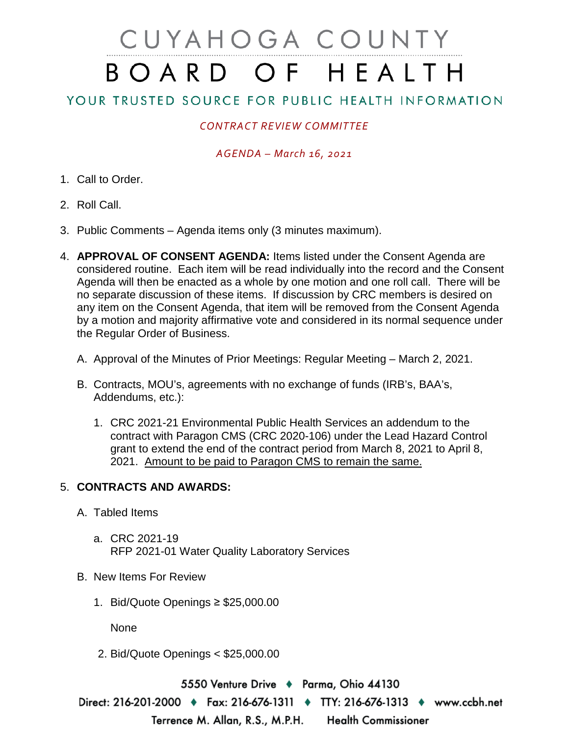# CUYAHOGA COUNTY
# BOARD OF HEALTH

YOUR TRUSTED SOURCE FOR PUBLIC HEALTH INFORMATION

*CONTRACT REVIEW COMMITTEE*

*AGENDA – March 16, 2021*

1. Call to Order.
2. Roll Call.
3. Public Comments – Agenda items only (3 minutes maximum).
4. **APPROVAL OF CONSENT AGENDA:** Items listed under the Consent Agenda are considered routine. Each item will be read individually into the record and the Consent Agenda will then be enacted as a whole by one motion and one roll call. There will be no separate discussion of these items. If discussion by CRC members is desired on any item on the Consent Agenda, that item will be removed from the Consent Agenda by a motion and majority affirmative vote and considered in its normal sequence under the Regular Order of Business.

   A. Approval of the Minutes of Prior Meetings: Regular Meeting – March 2, 2021.

   B. Contracts, MOU's, agreements with no exchange of funds (IRB's, BAA's, Addendums, etc.):

      1. CRC 2021-21 Environmental Public Health Services an addendum to the contract with Paragon CMS (CRC 2020-106) under the Lead Hazard Control grant to extend the end of the contract period from March 8, 2021 to April 8, 2021. <u>Amount to be paid to Paragon CMS to remain the same.</u>

5. **CONTRACTS AND AWARDS:**

   A. Tabled Items

      a. CRC 2021-19
         RFP 2021-01 Water Quality Laboratory Services

   B. New Items For Review

      1. Bid/Quote Openings ≥ $25,000.00

         None

      2. Bid/Quote Openings < $25,000.00

5550 Venture Drive ♦ Parma, Ohio 44130
Direct: 216-201-2000 ♦ Fax: 216-676-1311 ♦ TTY: 216-676-1313 ♦ www.ccbh.net
Terrence M. Allan, R.S., M.P.H. Health Commissioner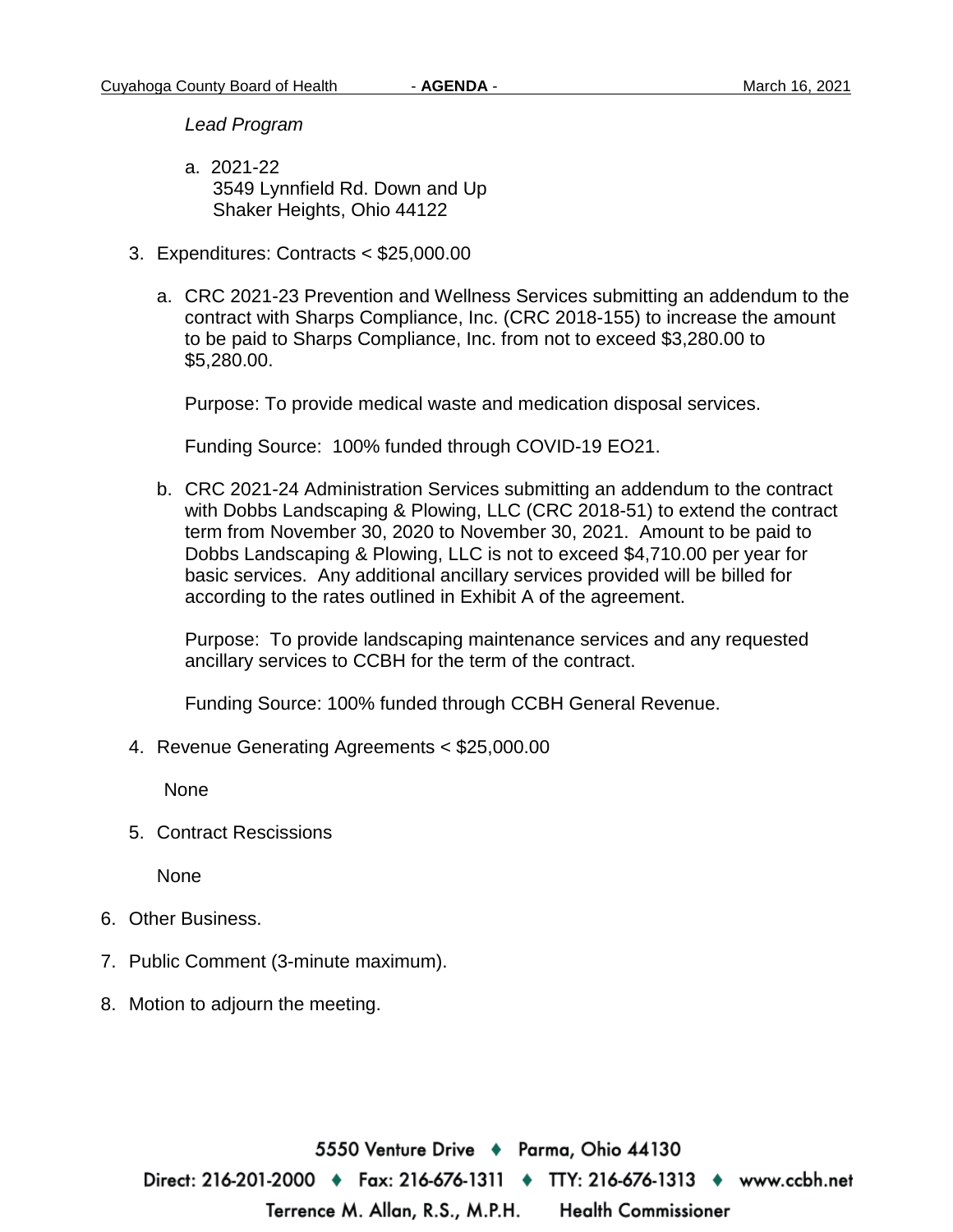*Lead Program*

a. 2021-22
   3549 Lynnfield Rd. Down and Up
   Shaker Heights, Ohio 44122

3. Expenditures: Contracts < $25,000.00

   a. CRC 2021-23 Prevention and Wellness Services submitting an addendum to the contract with Sharps Compliance, Inc. (CRC 2018-155) to increase the amount to be paid to Sharps Compliance, Inc. from not to exceed $3,280.00 to $5,280.00.

      Purpose: To provide medical waste and medication disposal services.

      Funding Source: 100% funded through COVID-19 EO21.

   b. CRC 2021-24 Administration Services submitting an addendum to the contract with Dobbs Landscaping & Plowing, LLC (CRC 2018-51) to extend the contract term from November 30, 2020 to November 30, 2021. Amount to be paid to Dobbs Landscaping & Plowing, LLC is not to exceed $4,710.00 per year for basic services. Any additional ancillary services provided will be billed for according to the rates outlined in Exhibit A of the agreement.

      Purpose: To provide landscaping maintenance services and any requested ancillary services to CCBH for the term of the contract.

      Funding Source: 100% funded through CCBH General Revenue.

4. Revenue Generating Agreements < $25,000.00

   None

5. Contract Rescissions

   None

6. Other Business.

7. Public Comment (3-minute maximum).

8. Motion to adjourn the meeting.